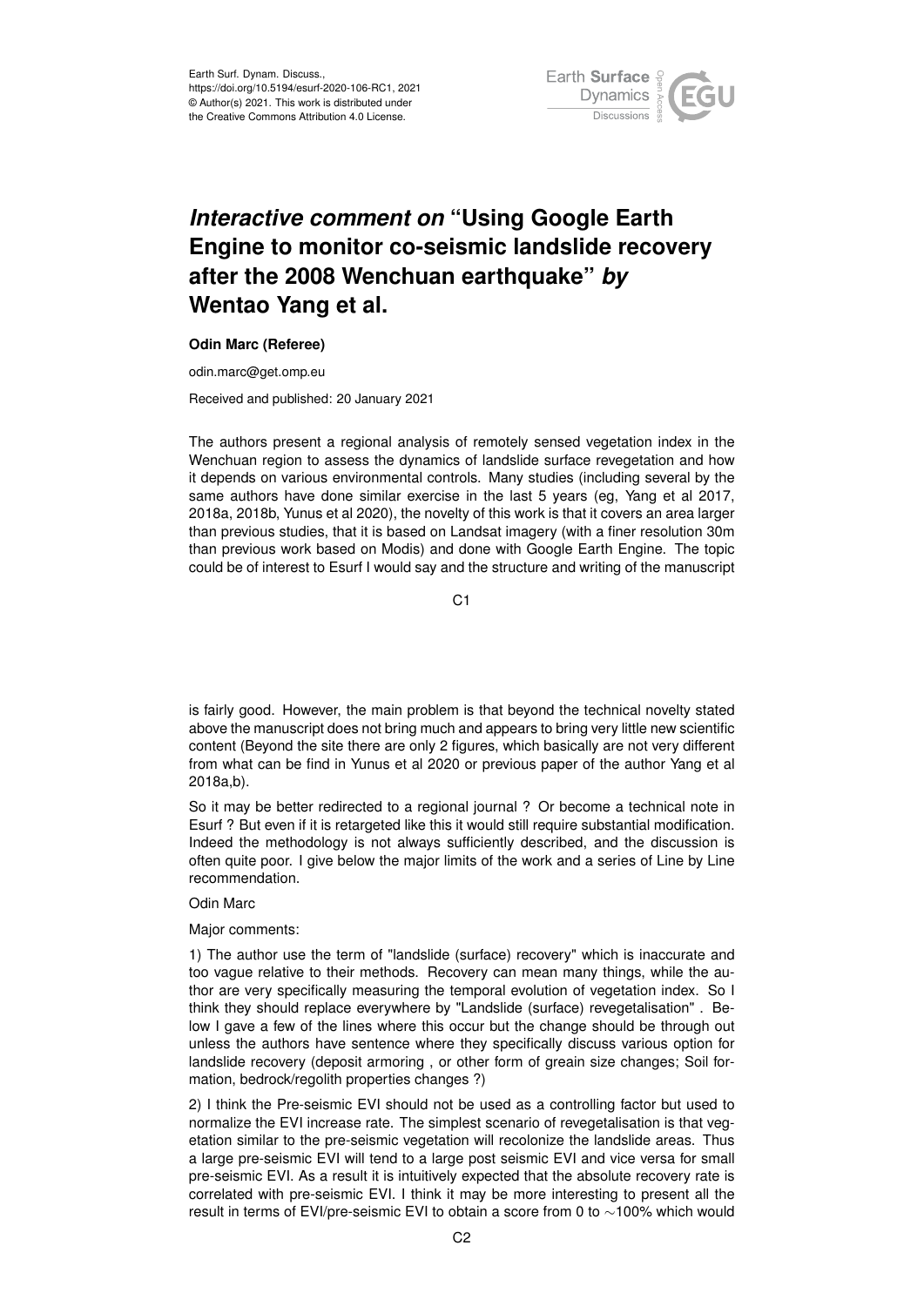Earth Surf. Dynam. Discuss.,
https://doi.org/10.5194/esurf-2020-106-RC1, 2021
© Author(s) 2021. This work is distributed under
the Creative Commons Attribution 4.0 License.

# *Interactive comment on* "Using Google Earth Engine to monitor co-seismic landslide recovery after the 2008 Wenchuan earthquake" *by* Wentao Yang et al.

**Odin Marc (Referee)**

odin.marc@get.omp.eu

Received and published: 20 January 2021

The authors present a regional analysis of remotely sensed vegetation index in the Wenchuan region to assess the dynamics of landslide surface revegetation and how it depends on various environmental controls. Many studies (including several by the same authors have done similar exercise in the last 5 years (eg, Yang et al 2017, 2018a, 2018b, Yunus et al 2020), the novelty of this work is that it covers an area larger than previous studies, that it is based on Landsat imagery (with a finer resolution 30m than previous work based on Modis) and done with Google Earth Engine. The topic could be of interest to Esurf I would say and the structure and writing of the manuscript is fairly good. However, the main problem is that beyond the technical novelty stated above the manuscript does not bring much and appears to bring very little new scientific content (Beyond the site there are only 2 figures, which basically are not very different from what can be find in Yunus et al 2020 or previous paper of the author Yang et al 2018a,b).

So it may be better redirected to a regional journal ? Or become a technical note in Esurf ? But even if it is retargeted like this it would still require substantial modification. Indeed the methodology is not always sufficiently described, and the discussion is often quite poor. I give below the major limits of the work and a series of Line by Line recommendation.

Odin Marc

Major comments:

1) The author use the term of "landslide (surface) recovery" which is inaccurate and too vague relative to their methods. Recovery can mean many things, while the author are very specifically measuring the temporal evolution of vegetation index. So I think they should replace everywhere by "Landslide (surface) revegetalisation" . Below I gave a few of the lines where this occur but the change should be through out unless the authors have sentence where they specifically discuss various option for landslide recovery (deposit armoring , or other form of greain size changes; Soil formation, bedrock/regolith properties changes ?)

2) I think the Pre-seismic EVI should not be used as a controlling factor but used to normalize the EVI increase rate. The simplest scenario of revegetalisation is that vegetation similar to the pre-seismic vegetation will recolonize the landslide areas. Thus a large pre-seismic EVI will tend to a large post seismic EVI and vice versa for small pre-seismic EVI. As a result it is intuitively expected that the absolute recovery rate is correlated with pre-seismic EVI. I think it may be more interesting to present all the result in terms of EVI/pre-seismic EVI to obtain a score from 0 to $\sim$100% which would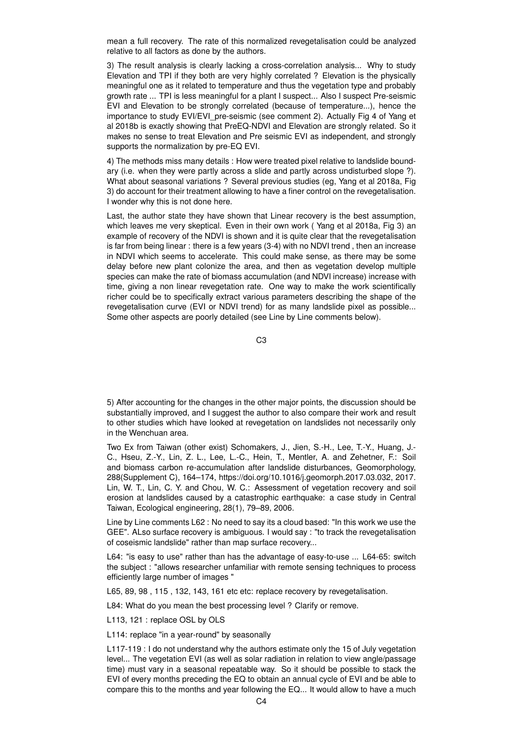mean a full recovery. The rate of this normalized revegetalisation could be analyzed relative to all factors as done by the authors.

3) The result analysis is clearly lacking a cross-correlation analysis... Why to study Elevation and TPI if they both are very highly correlated ? Elevation is the physically meaningful one as it related to temperature and thus the vegetation type and probably growth rate ... TPI is less meaningful for a plant I suspect... Also I suspect Pre-seismic EVI and Elevation to be strongly correlated (because of temperature...), hence the importance to study EVI/EVI_pre-seismic (see comment 2). Actually Fig 4 of Yang et al 2018b is exactly showing that PreEQ-NDVI and Elevation are strongly related. So it makes no sense to treat Elevation and Pre seismic EVI as independent, and strongly supports the normalization by pre-EQ EVI.

4) The methods miss many details : How were treated pixel relative to landslide boundary (i.e. when they were partly across a slide and partly across undisturbed slope ?). What about seasonal variations ? Several previous studies (eg, Yang et al 2018a, Fig 3) do account for their treatment allowing to have a finer control on the revegetalisation. I wonder why this is not done here.

Last, the author state they have shown that Linear recovery is the best assumption, which leaves me very skeptical. Even in their own work ( Yang et al 2018a, Fig 3) an example of recovery of the NDVI is shown and it is quite clear that the revegetalisation is far from being linear : there is a few years (3-4) with no NDVI trend , then an increase in NDVI which seems to accelerate. This could make sense, as there may be some delay before new plant colonize the area, and then as vegetation develop multiple species can make the rate of biomass accumulation (and NDVI increase) increase with time, giving a non linear revegetation rate. One way to make the work scientifically richer could be to specifically extract various parameters describing the shape of the revegetalisation curve (EVI or NDVI trend) for as many landslide pixel as possible... Some other aspects are poorly detailed (see Line by Line comments below).

5) After accounting for the changes in the other major points, the discussion should be substantially improved, and I suggest the author to also compare their work and result to other studies which have looked at revegetation on landslides not necessarily only in the Wenchuan area.

Two Ex from Taiwan (other exist) Schomakers, J., Jien, S.-H., Lee, T.-Y., Huang, J.-C., Hseu, Z.-Y., Lin, Z. L., Lee, L.-C., Hein, T., Mentler, A. and Zehetner, F.: Soil and biomass carbon re-accumulation after landslide disturbances, Geomorphology, 288(Supplement C), 164–174, https://doi.org/10.1016/j.geomorph.2017.03.032, 2017. Lin, W. T., Lin, C. Y. and Chou, W. C.: Assessment of vegetation recovery and soil erosion at landslides caused by a catastrophic earthquake: a case study in Central Taiwan, Ecological engineering, 28(1), 79–89, 2006.

Line by Line comments L62 : No need to say its a cloud based: "In this work we use the GEE". ALso surface recovery is ambiguous. I would say : "to track the revegetalisation of coseismic landslide" rather than map surface recovery...

L64: "is easy to use" rather than has the advantage of easy-to-use ... L64-65: switch the subject : "allows researcher unfamiliar with remote sensing techniques to process efficiently large number of images "

L65, 89, 98 , 115 , 132, 143, 161 etc etc: replace recovery by revegetalisation.

L84: What do you mean the best processing level ? Clarify or remove.

L113, 121 : replace OSL by OLS

L114: replace "in a year-round" by seasonally

L117-119 : I do not understand why the authors estimate only the 15 of July vegetation level... The vegetation EVI (as well as solar radiation in relation to view angle/passage time) must vary in a seasonal repeatable way. So it should be possible to stack the EVI of every months preceding the EQ to obtain an annual cycle of EVI and be able to compare this to the months and year following the EQ... It would allow to have a much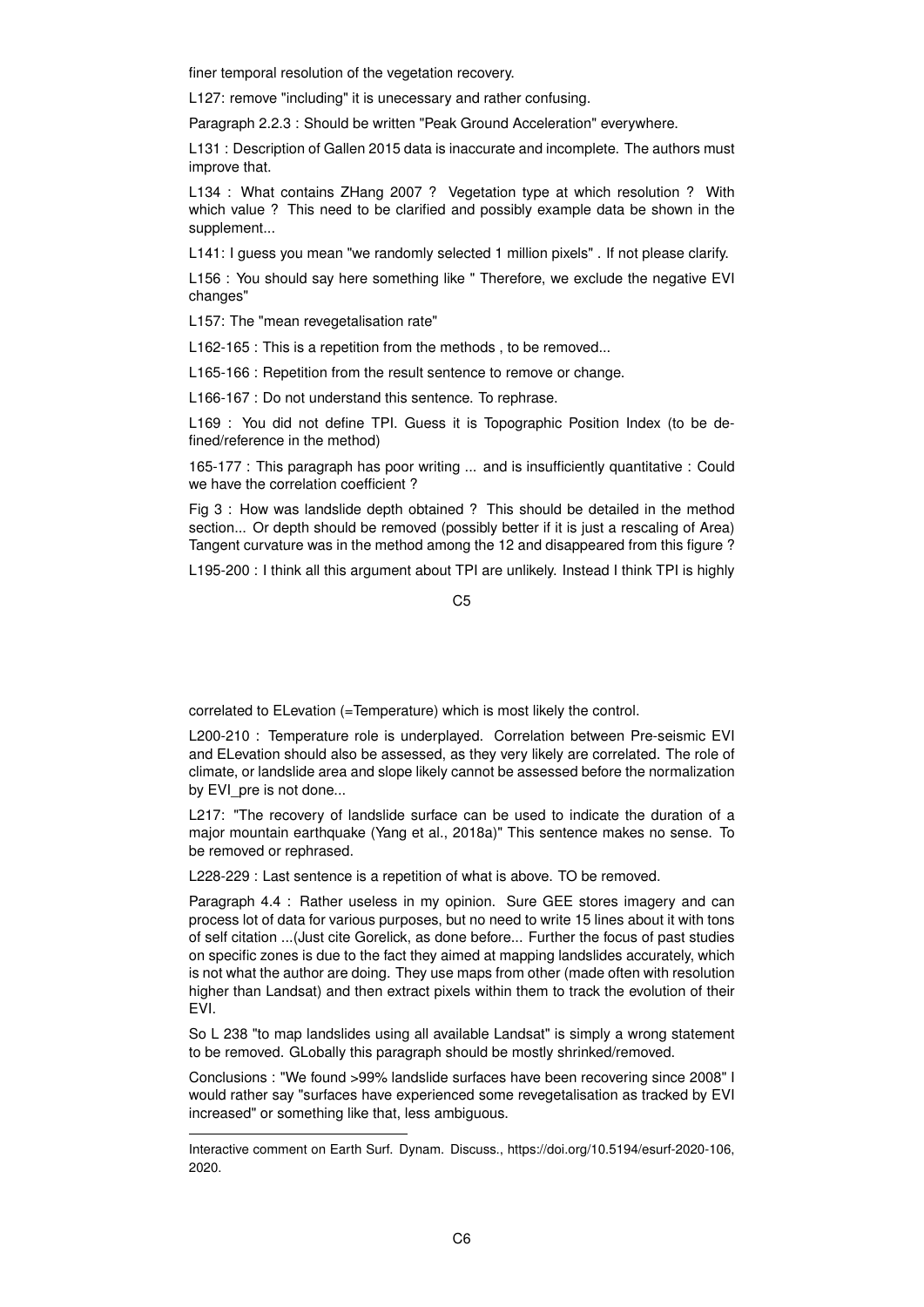finer temporal resolution of the vegetation recovery.

L127: remove "including" it is unecessary and rather confusing.

Paragraph 2.2.3 : Should be written "Peak Ground Acceleration" everywhere.

L131 : Description of Gallen 2015 data is inaccurate and incomplete. The authors must improve that.

L134 : What contains ZHang 2007 ? Vegetation type at which resolution ? With which value ? This need to be clarified and possibly example data be shown in the supplement...

L141: I guess you mean "we randomly selected 1 million pixels" . If not please clarify.

L156 : You should say here something like " Therefore, we exclude the negative EVI changes"

L157: The "mean revegetalisation rate"

L162-165 : This is a repetition from the methods , to be removed...

L165-166 : Repetition from the result sentence to remove or change.

L166-167 : Do not understand this sentence. To rephrase.

L169 : You did not define TPI. Guess it is Topographic Position Index (to be defined/reference in the method)

165-177 : This paragraph has poor writing ... and is insufficiently quantitative : Could we have the correlation coefficient ?

Fig 3 : How was landslide depth obtained ? This should be detailed in the method section... Or depth should be removed (possibly better if it is just a rescaling of Area) Tangent curvature was in the method among the 12 and disappeared from this figure ?

L195-200 : I think all this argument about TPI are unlikely. Instead I think TPI is highly correlated to ELevation (=Temperature) which is most likely the control.

L200-210 : Temperature role is underplayed. Correlation between Pre-seismic EVI and ELevation should also be assessed, as they very likely are correlated. The role of climate, or landslide area and slope likely cannot be assessed before the normalization by EVI_pre is not done...

L217: "The recovery of landslide surface can be used to indicate the duration of a major mountain earthquake (Yang et al., 2018a)" This sentence makes no sense. To be removed or rephrased.

L228-229 : Last sentence is a repetition of what is above. TO be removed.

Paragraph 4.4 : Rather useless in my opinion. Sure GEE stores imagery and can process lot of data for various purposes, but no need to write 15 lines about it with tons of self citation ...(Just cite Gorelick, as done before... Further the focus of past studies on specific zones is due to the fact they aimed at mapping landslides accurately, which is not what the author are doing. They use maps from other (made often with resolution higher than Landsat) and then extract pixels within them to track the evolution of their EVI.

So L 238 "to map landslides using all available Landsat" is simply a wrong statement to be removed. GLobally this paragraph should be mostly shrinked/removed.

Conclusions : "We found >99% landslide surfaces have been recovering since 2008" I would rather say "surfaces have experienced some revegetalisation as tracked by EVI increased" or something like that, less ambiguous.

---

Interactive comment on Earth Surf. Dynam. Discuss., https://doi.org/10.5194/esurf-2020-106, 2020.